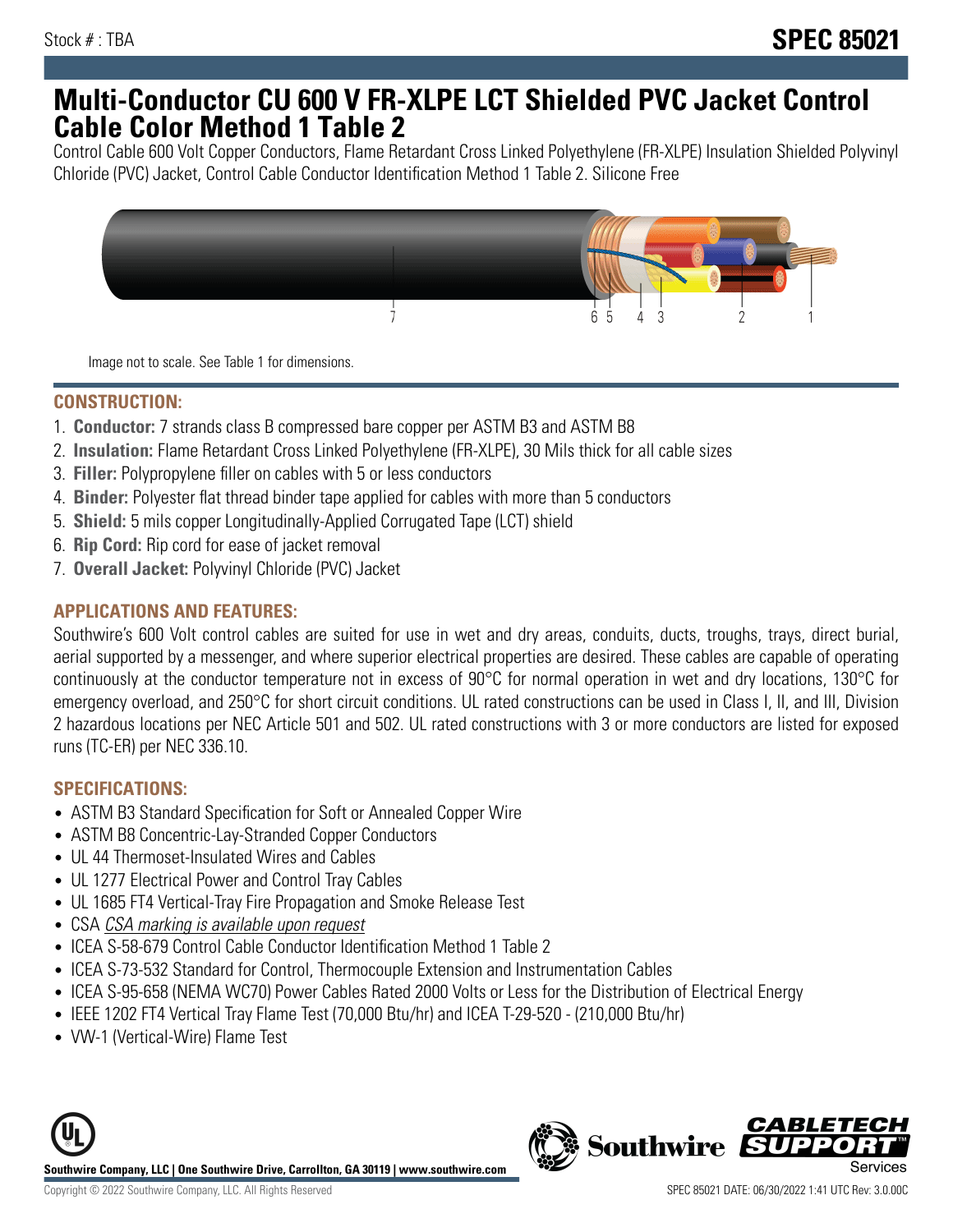Stock # : TBA

**SPEC 85021**

# Multi-Conductor CU 600 V FR-XLPE LCT Shielded PVC Jacket Control Cable Color Method 1 Table 2

Control Cable 600 Volt Copper Conductors, Flame Retardant Cross Linked Polyethylene (FR-XLPE) Insulation Shielded Polyvinyl Chloride (PVC) Jacket, Control Cable Conductor Identification Method 1 Table 2. Silicone Free

Image not to scale. See Table 1 for dimensions.

## CONSTRUCTION:

1. **Conductor:** 7 strands class B compressed bare copper per ASTM B3 and ASTM B8
2. **Insulation:** Flame Retardant Cross Linked Polyethylene (FR-XLPE), 30 Mils thick for all cable sizes
3. **Filler:** Polypropylene filler on cables with 5 or less conductors
4. **Binder:** Polyester flat thread binder tape applied for cables with more than 5 conductors
5. **Shield:** 5 mils copper Longitudinally-Applied Corrugated Tape (LCT) shield
6. **Rip Cord:** Rip cord for ease of jacket removal
7. **Overall Jacket:** Polyvinyl Chloride (PVC) Jacket

## APPLICATIONS AND FEATURES:

Southwire's 600 Volt control cables are suited for use in wet and dry areas, conduits, ducts, troughs, trays, direct burial, aerial supported by a messenger, and where superior electrical properties are desired. These cables are capable of operating continuously at the conductor temperature not in excess of 90°C for normal operation in wet and dry locations, 130°C for emergency overload, and 250°C for short circuit conditions. UL rated constructions can be used in Class I, II, and III, Division 2 hazardous locations per NEC Article 501 and 502. UL rated constructions with 3 or more conductors are listed for exposed runs (TC-ER) per NEC 336.10.

## SPECIFICATIONS:

- ASTM B3 Standard Specification for Soft or Annealed Copper Wire
- ASTM B8 Concentric-Lay-Stranded Copper Conductors
- UL 44 Thermoset-Insulated Wires and Cables
- UL 1277 Electrical Power and Control Tray Cables
- UL 1685 FT4 Vertical-Tray Fire Propagation and Smoke Release Test
- CSA *CSA marking is available upon request*
- ICEA S-58-679 Control Cable Conductor Identification Method 1 Table 2
- ICEA S-73-532 Standard for Control, Thermocouple Extension and Instrumentation Cables
- ICEA S-95-658 (NEMA WC70) Power Cables Rated 2000 Volts or Less for the Distribution of Electrical Energy
- IEEE 1202 FT4 Vertical Tray Flame Test (70,000 Btu/hr) and ICEA T-29-520 - (210,000 Btu/hr)
- VW-1 (Vertical-Wire) Flame Test

**Southwire Company, LLC | One Southwire Drive, Carrollton, GA 30119 | www.southwire.com**

Copyright © 2022 Southwire Company, LLC. All Rights Reserved

SPEC 85021 DATE: 06/30/2022 1:41 UTC Rev: 3.0.00C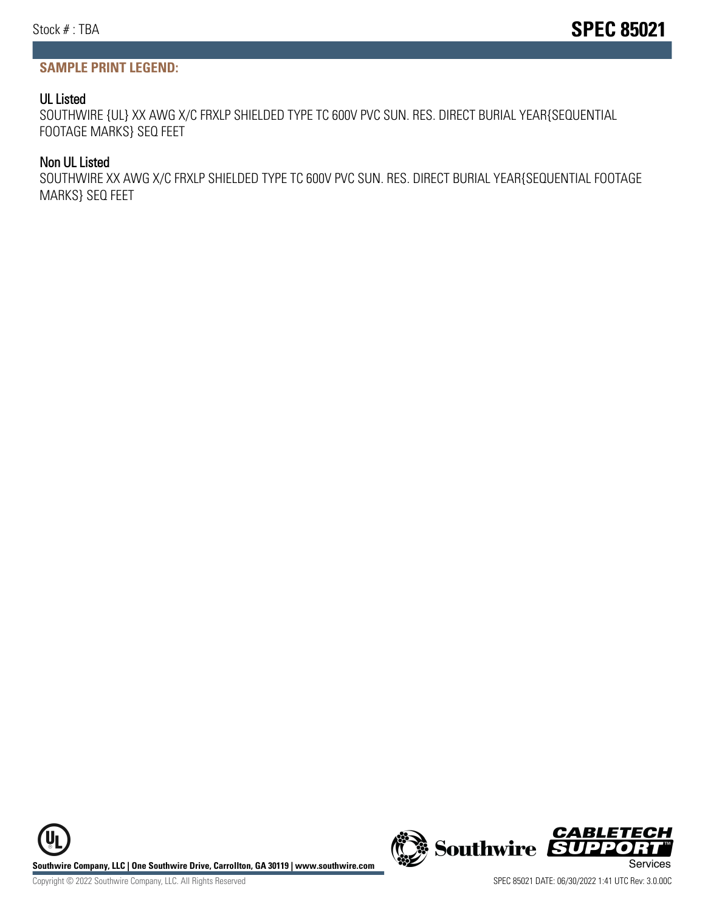## SAMPLE PRINT LEGEND:

### UL Listed

SOUTHWIRE {UL} XX AWG X/C FRXLP SHIELDED TYPE TC 600V PVC SUN. RES. DIRECT BURIAL YEAR{SEQUENTIAL FOOTAGE MARKS} SEQ FEET

### Non UL Listed

SOUTHWIRE XX AWG X/C FRXLP SHIELDED TYPE TC 600V PVC SUN. RES. DIRECT BURIAL YEAR{SEQUENTIAL FOOTAGE MARKS} SEQ FEET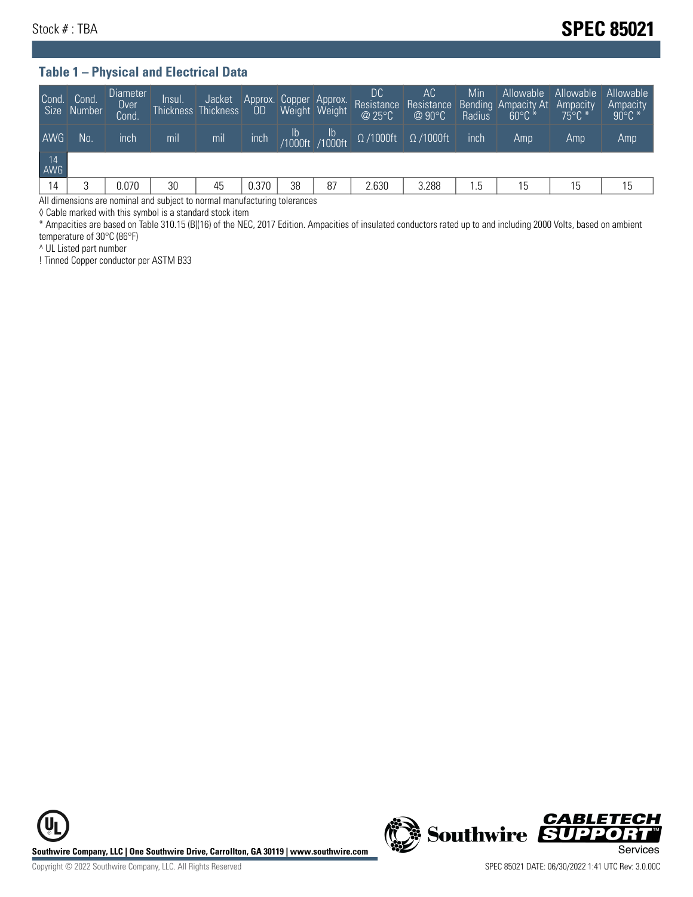Stock # : TBA

**SPEC 85021**

### Table 1 – Physical and Electrical Data

| Cond. Size | Cond. Number | Diameter Over Cond. | Insul. Thickness | Jacket Thickness | Approx. OD | Copper Weight | Approx. Weight | DC Resistance @ 25°C | AC Resistance @ 90°C | Min Bending Radius | Allowable Ampacity At 60°C * | Allowable Ampacity 75°C * | Allowable Ampacity 90°C * |
|---|---|---|---|---|---|---|---|---|---|---|---|---|---|
| AWG | No. | inch | mil | mil | inch | lb /1000ft | lb /1000ft | Ω /1000ft | Ω /1000ft | inch | Amp | Amp | Amp |
| 14 AWG | | | | | | | | | | | | | |
| 14 | 3 | 0.070 | 30 | 45 | 0.370 | 38 | 87 | 2.630 | 3.288 | 1.5 | 15 | 15 | 15 |

All dimensions are nominal and subject to normal manufacturing tolerances

◊ Cable marked with this symbol is a standard stock item

* Ampacities are based on Table 310.15 (B)(16) of the NEC, 2017 Edition. Ampacities of insulated conductors rated up to and including 2000 Volts, based on ambient temperature of 30°C (86°F)

^ UL Listed part number

! Tinned Copper conductor per ASTM B33

**Southwire Company, LLC | One Southwire Drive, Carrollton, GA 30119 | www.southwire.com**

Copyright © 2022 Southwire Company, LLC. All Rights Reserved

SPEC 85021 DATE: 06/30/2022 1:41 UTC Rev: 3.0.00C